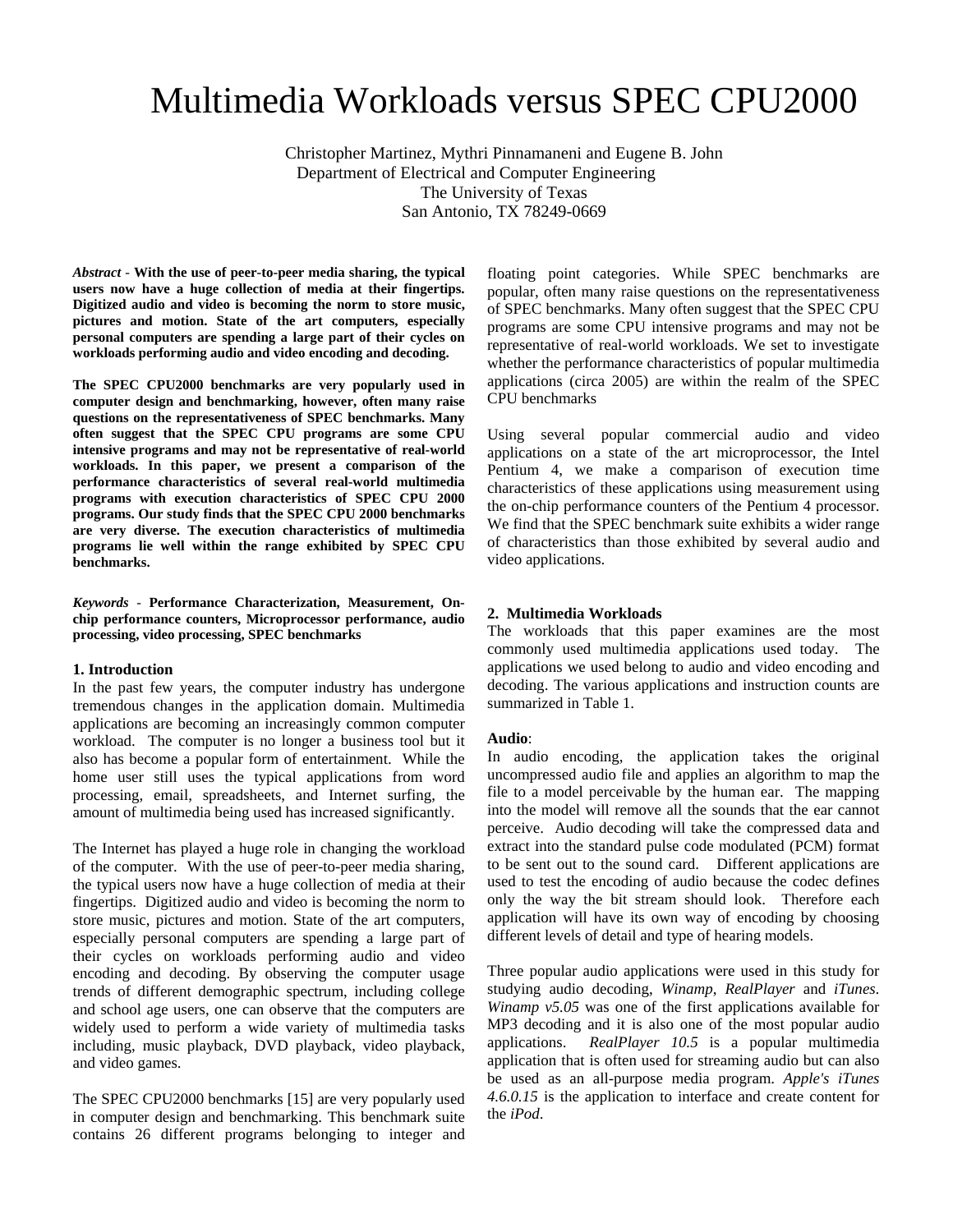# Multimedia Workloads versus SPEC CPU2000

Christopher Martinez, Mythri Pinnamaneni and Eugene B. John
Department of Electrical and Computer Engineering
The University of Texas
San Antonio, TX 78249-0669

***Abstract*** - **With the use of peer-to-peer media sharing, the typical users now have a huge collection of media at their fingertips. Digitized audio and video is becoming the norm to store music, pictures and motion. State of the art computers, especially personal computers are spending a large part of their cycles on workloads performing audio and video encoding and decoding.**

**The SPEC CPU2000 benchmarks are very popularly used in computer design and benchmarking, however, often many raise questions on the representativeness of SPEC benchmarks. Many often suggest that the SPEC CPU programs are some CPU intensive programs and may not be representative of real-world workloads. In this paper, we present a comparison of the performance characteristics of several real-world multimedia programs with execution characteristics of SPEC CPU 2000 programs. Our study finds that the SPEC CPU 2000 benchmarks are very diverse. The execution characteristics of multimedia programs lie well within the range exhibited by SPEC CPU benchmarks.**

***Keywords*** - **Performance Characterization, Measurement, On-chip performance counters, Microprocessor performance, audio processing, video processing, SPEC benchmarks**

## 1. Introduction

In the past few years, the computer industry has undergone tremendous changes in the application domain. Multimedia applications are becoming an increasingly common computer workload. The computer is no longer a business tool but it also has become a popular form of entertainment. While the home user still uses the typical applications from word processing, email, spreadsheets, and Internet surfing, the amount of multimedia being used has increased significantly.

The Internet has played a huge role in changing the workload of the computer. With the use of peer-to-peer media sharing, the typical users now have a huge collection of media at their fingertips. Digitized audio and video is becoming the norm to store music, pictures and motion. State of the art computers, especially personal computers are spending a large part of their cycles on workloads performing audio and video encoding and decoding. By observing the computer usage trends of different demographic spectrum, including college and school age users, one can observe that the computers are widely used to perform a wide variety of multimedia tasks including, music playback, DVD playback, video playback, and video games.

The SPEC CPU2000 benchmarks [15] are very popularly used in computer design and benchmarking. This benchmark suite contains 26 different programs belonging to integer and floating point categories. While SPEC benchmarks are popular, often many raise questions on the representativeness of SPEC benchmarks. Many often suggest that the SPEC CPU programs are some CPU intensive programs and may not be representative of real-world workloads. We set to investigate whether the performance characteristics of popular multimedia applications (circa 2005) are within the realm of the SPEC CPU benchmarks

Using several popular commercial audio and video applications on a state of the art microprocessor, the Intel Pentium 4, we make a comparison of execution time characteristics of these applications using measurement using the on-chip performance counters of the Pentium 4 processor. We find that the SPEC benchmark suite exhibits a wider range of characteristics than those exhibited by several audio and video applications.

## 2. Multimedia Workloads

The workloads that this paper examines are the most commonly used multimedia applications used today. The applications we used belong to audio and video encoding and decoding. The various applications and instruction counts are summarized in Table 1.

### Audio:

In audio encoding, the application takes the original uncompressed audio file and applies an algorithm to map the file to a model perceivable by the human ear. The mapping into the model will remove all the sounds that the ear cannot perceive. Audio decoding will take the compressed data and extract into the standard pulse code modulated (PCM) format to be sent out to the sound card. Different applications are used to test the encoding of audio because the codec defines only the way the bit stream should look. Therefore each application will have its own way of encoding by choosing different levels of detail and type of hearing models.

Three popular audio applications were used in this study for studying audio decoding, *Winamp*, *RealPlayer* and *iTunes*. *Winamp v5.05* was one of the first applications available for MP3 decoding and it is also one of the most popular audio applications. *RealPlayer 10.5* is a popular multimedia application that is often used for streaming audio but can also be used as an all-purpose media program. *Apple's iTunes 4.6.0.15* is the application to interface and create content for the *iPod*.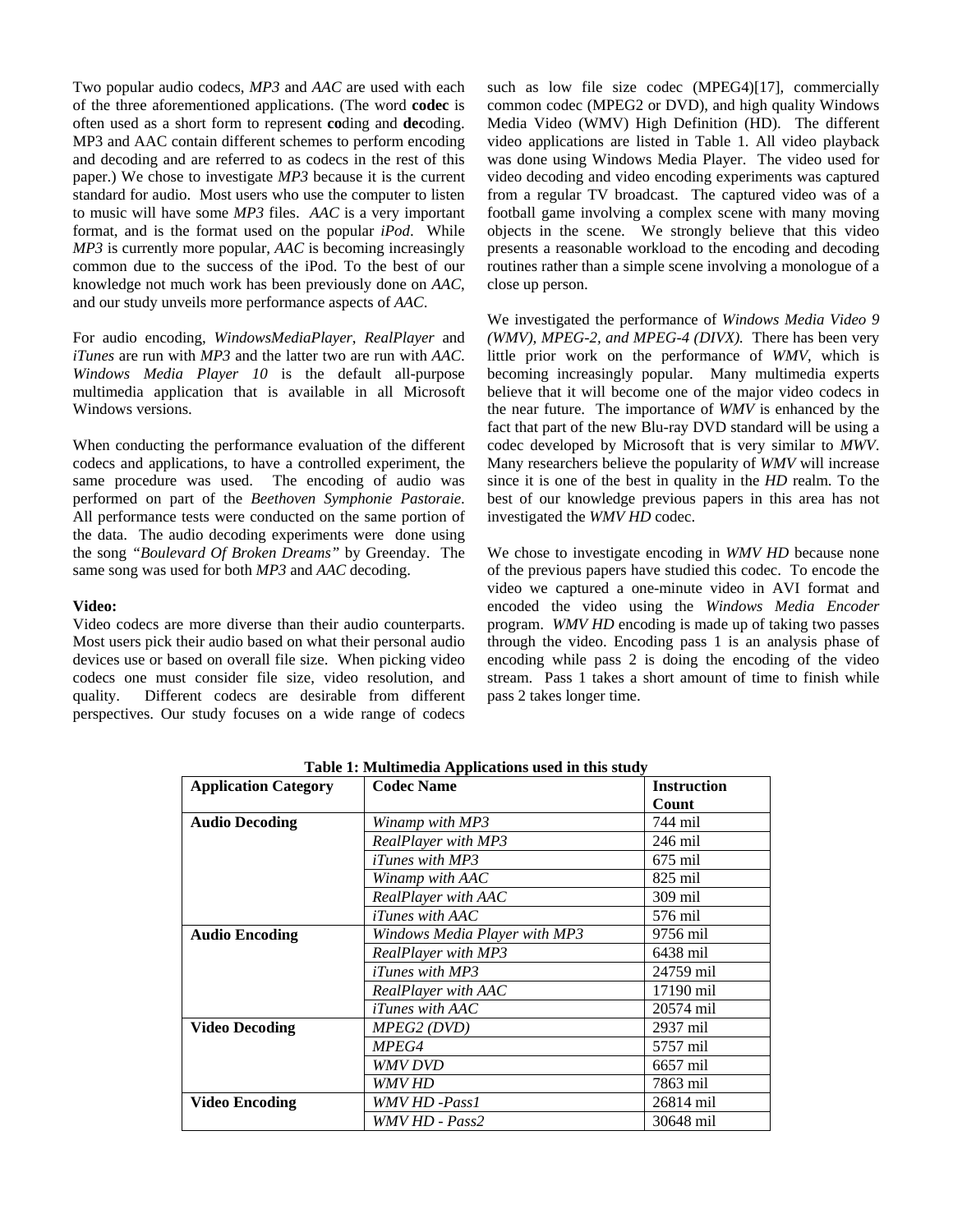Two popular audio codecs, *MP3* and *AAC* are used with each of the three aforementioned applications. (The word **codec** is often used as a short form to represent **co**ding and **dec**oding. MP3 and AAC contain different schemes to perform encoding and decoding and are referred to as codecs in the rest of this paper.) We chose to investigate *MP3* because it is the current standard for audio. Most users who use the computer to listen to music will have some *MP3* files. *AAC* is a very important format, and is the format used on the popular *iPod*. While *MP3* is currently more popular, *AAC* is becoming increasingly common due to the success of the iPod. To the best of our knowledge not much work has been previously done on *AAC*, and our study unveils more performance aspects of *AAC*.

For audio encoding, *WindowsMediaPlayer*, *RealPlayer* and *iTunes* are run with *MP3* and the latter two are run with *AAC*. *Windows Media Player 10* is the default all-purpose multimedia application that is available in all Microsoft Windows versions.

When conducting the performance evaluation of the different codecs and applications, to have a controlled experiment, the same procedure was used. The encoding of audio was performed on part of the *Beethoven Symphonie Pastoraie*. All performance tests were conducted on the same portion of the data. The audio decoding experiments were done using the song *"Boulevard Of Broken Dreams"* by Greenday. The same song was used for both *MP3* and *AAC* decoding.

**Video:**

Video codecs are more diverse than their audio counterparts. Most users pick their audio based on what their personal audio devices use or based on overall file size. When picking video codecs one must consider file size, video resolution, and quality. Different codecs are desirable from different perspectives. Our study focuses on a wide range of codecs such as low file size codec (MPEG4)[17], commercially common codec (MPEG2 or DVD), and high quality Windows Media Video (WMV) High Definition (HD). The different video applications are listed in Table 1. All video playback was done using Windows Media Player. The video used for video decoding and video encoding experiments was captured from a regular TV broadcast. The captured video was of a football game involving a complex scene with many moving objects in the scene. We strongly believe that this video presents a reasonable workload to the encoding and decoding routines rather than a simple scene involving a monologue of a close up person.

We investigated the performance of *Windows Media Video 9 (WMV), MPEG-2, and MPEG-4 (DIVX).* There has been very little prior work on the performance of *WMV*, which is becoming increasingly popular. Many multimedia experts believe that it will become one of the major video codecs in the near future. The importance of *WMV* is enhanced by the fact that part of the new Blu-ray DVD standard will be using a codec developed by Microsoft that is very similar to *MWV*. Many researchers believe the popularity of *WMV* will increase since it is one of the best in quality in the *HD* realm. To the best of our knowledge previous papers in this area has not investigated the *WMV HD* codec.

We chose to investigate encoding in *WMV HD* because none of the previous papers have studied this codec. To encode the video we captured a one-minute video in AVI format and encoded the video using the *Windows Media Encoder* program. *WMV HD* encoding is made up of taking two passes through the video. Encoding pass 1 is an analysis phase of encoding while pass 2 is doing the encoding of the video stream. Pass 1 takes a short amount of time to finish while pass 2 takes longer time.

**Table 1: Multimedia Applications used in this study**

| Application Category | Codec Name | Instruction Count |
|---|---|---|
| **Audio Decoding** | *Winamp with MP3* | 744 mil |
| | *RealPlayer with MP3* | 246 mil |
| | *iTunes with MP3* | 675 mil |
| | *Winamp with AAC* | 825 mil |
| | *RealPlayer with AAC* | 309 mil |
| | *iTunes with AAC* | 576 mil |
| **Audio Encoding** | *Windows Media Player with MP3* | 9756 mil |
| | *RealPlayer with MP3* | 6438 mil |
| | *iTunes with MP3* | 24759 mil |
| | *RealPlayer with AAC* | 17190 mil |
| | *iTunes with AAC* | 20574 mil |
| **Video Decoding** | *MPEG2 (DVD)* | 2937 mil |
| | *MPEG4* | 5757 mil |
| | *WMV DVD* | 6657 mil |
| | *WMV HD* | 7863 mil |
| **Video Encoding** | *WMV HD -Pass1* | 26814 mil |
| | *WMV HD - Pass2* | 30648 mil |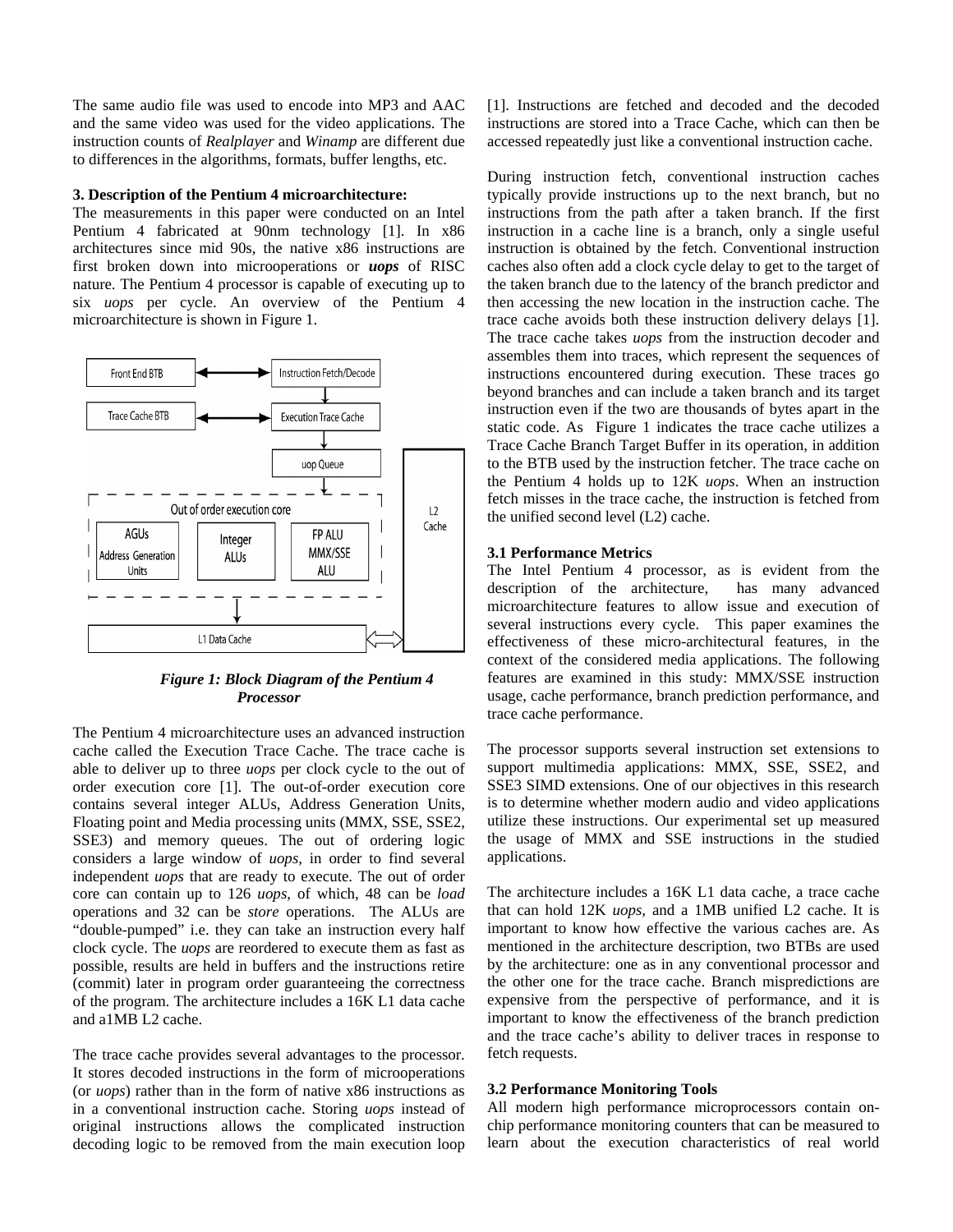The same audio file was used to encode into MP3 and AAC and the same video was used for the video applications. The instruction counts of *Realplayer* and *Winamp* are different due to differences in the algorithms, formats, buffer lengths, etc.

### 3. Description of the Pentium 4 microarchitecture:

The measurements in this paper were conducted on an Intel Pentium 4 fabricated at 90nm technology [1]. In x86 architectures since mid 90s, the native x86 instructions are first broken down into microoperations or ***uops*** of RISC nature. The Pentium 4 processor is capable of executing up to six *uops* per cycle. An overview of the Pentium 4 microarchitecture is shown in Figure 1.

***Figure 1: Block Diagram of the Pentium 4 Processor***

The Pentium 4 microarchitecture uses an advanced instruction cache called the Execution Trace Cache. The trace cache is able to deliver up to three *uops* per clock cycle to the out of order execution core [1]. The out-of-order execution core contains several integer ALUs, Address Generation Units, Floating point and Media processing units (MMX, SSE, SSE2, SSE3) and memory queues. The out of ordering logic considers a large window of *uops*, in order to find several independent *uops* that are ready to execute. The out of order core can contain up to 126 *uops*, of which, 48 can be *load* operations and 32 can be *store* operations. The ALUs are "double-pumped" i.e. they can take an instruction every half clock cycle. The *uops* are reordered to execute them as fast as possible, results are held in buffers and the instructions retire (commit) later in program order guaranteeing the correctness of the program. The architecture includes a 16K L1 data cache and a1MB L2 cache.

The trace cache provides several advantages to the processor. It stores decoded instructions in the form of microoperations (or *uops*) rather than in the form of native x86 instructions as in a conventional instruction cache. Storing *uops* instead of original instructions allows the complicated instruction decoding logic to be removed from the main execution loop [1]. Instructions are fetched and decoded and the decoded instructions are stored into a Trace Cache, which can then be accessed repeatedly just like a conventional instruction cache.

During instruction fetch, conventional instruction caches typically provide instructions up to the next branch, but no instructions from the path after a taken branch. If the first instruction in a cache line is a branch, only a single useful instruction is obtained by the fetch. Conventional instruction caches also often add a clock cycle delay to get to the target of the taken branch due to the latency of the branch predictor and then accessing the new location in the instruction cache. The trace cache avoids both these instruction delivery delays [1]. The trace cache takes *uops* from the instruction decoder and assembles them into traces, which represent the sequences of instructions encountered during execution. These traces go beyond branches and can include a taken branch and its target instruction even if the two are thousands of bytes apart in the static code. As Figure 1 indicates the trace cache utilizes a Trace Cache Branch Target Buffer in its operation, in addition to the BTB used by the instruction fetcher. The trace cache on the Pentium 4 holds up to 12K *uops*. When an instruction fetch misses in the trace cache, the instruction is fetched from the unified second level (L2) cache.

### 3.1 Performance Metrics

The Intel Pentium 4 processor, as is evident from the description of the architecture, has many advanced microarchitecture features to allow issue and execution of several instructions every cycle. This paper examines the effectiveness of these micro-architectural features, in the context of the considered media applications. The following features are examined in this study: MMX/SSE instruction usage, cache performance, branch prediction performance, and trace cache performance.

The processor supports several instruction set extensions to support multimedia applications: MMX, SSE, SSE2, and SSE3 SIMD extensions. One of our objectives in this research is to determine whether modern audio and video applications utilize these instructions. Our experimental set up measured the usage of MMX and SSE instructions in the studied applications.

The architecture includes a 16K L1 data cache, a trace cache that can hold 12K *uops*, and a 1MB unified L2 cache. It is important to know how effective the various caches are. As mentioned in the architecture description, two BTBs are used by the architecture: one as in any conventional processor and the other one for the trace cache. Branch mispredictions are expensive from the perspective of performance, and it is important to know the effectiveness of the branch prediction and the trace cache's ability to deliver traces in response to fetch requests.

### 3.2 Performance Monitoring Tools

All modern high performance microprocessors contain on-chip performance monitoring counters that can be measured to learn about the execution characteristics of real world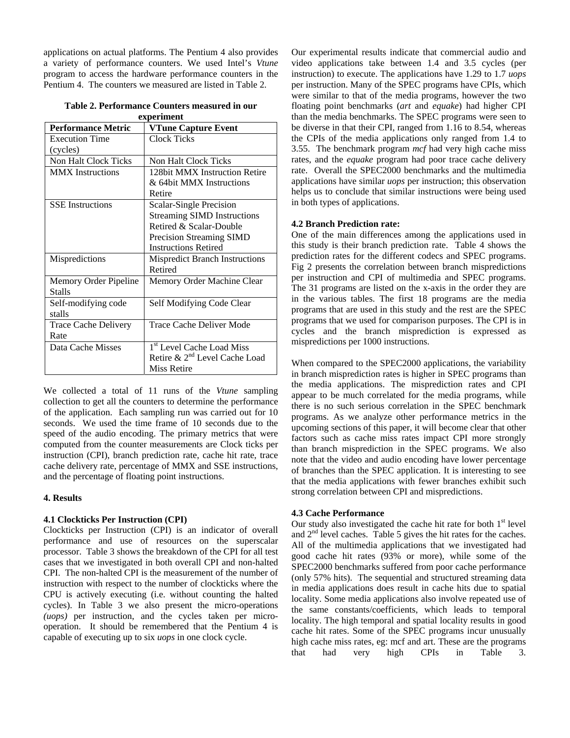applications on actual platforms. The Pentium 4 also provides a variety of performance counters. We used Intel's *Vtune* program to access the hardware performance counters in the Pentium 4. The counters we measured are listed in Table 2.

**Table 2. Performance Counters measured in our experiment**

| Performance Metric | VTune Capture Event |
|---|---|
| Execution Time (cycles) | Clock Ticks |
| Non Halt Clock Ticks | Non Halt Clock Ticks |
| MMX Instructions | 128bit MMX Instruction Retire & 64bit MMX Instructions Retire |
| SSE Instructions | Scalar-Single Precision Streaming SIMD Instructions Retired & Scalar-Double Precision Streaming SIMD Instructions Retired |
| Mispredictions | Mispredict Branch Instructions Retired |
| Memory Order Pipeline Stalls | Memory Order Machine Clear |
| Self-modifying code stalls | Self Modifying Code Clear |
| Trace Cache Delivery Rate | Trace Cache Deliver Mode |
| Data Cache Misses | 1st Level Cache Load Miss Retire & 2nd Level Cache Load Miss Retire |

We collected a total of 11 runs of the *Vtune* sampling collection to get all the counters to determine the performance of the application. Each sampling run was carried out for 10 seconds. We used the time frame of 10 seconds due to the speed of the audio encoding. The primary metrics that were computed from the counter measurements are Clock ticks per instruction (CPI), branch prediction rate, cache hit rate, trace cache delivery rate, percentage of MMX and SSE instructions, and the percentage of floating point instructions.

## 4. Results

### 4.1 Clockticks Per Instruction (CPI)

Clockticks per Instruction (CPI) is an indicator of overall performance and use of resources on the superscalar processor. Table 3 shows the breakdown of the CPI for all test cases that we investigated in both overall CPI and non-halted CPI. The non-halted CPI is the measurement of the number of instruction with respect to the number of clockticks where the CPU is actively executing (i.e. without counting the halted cycles). In Table 3 we also present the micro-operations *(uops)* per instruction, and the cycles taken per micro-operation. It should be remembered that the Pentium 4 is capable of executing up to six *uops* in one clock cycle.

Our experimental results indicate that commercial audio and video applications take between 1.4 and 3.5 cycles (per instruction) to execute. The applications have 1.29 to 1.7 *uops* per instruction. Many of the SPEC programs have CPIs, which were similar to that of the media programs, however the two floating point benchmarks (*art* and *equake*) had higher CPI than the media benchmarks. The SPEC programs were seen to be diverse in that their CPI, ranged from 1.16 to 8.54, whereas the CPIs of the media applications only ranged from 1.4 to 3.55. The benchmark program *mcf* had very high cache miss rates, and the *equake* program had poor trace cache delivery rate. Overall the SPEC2000 benchmarks and the multimedia applications have similar *uops* per instruction; this observation helps us to conclude that similar instructions were being used in both types of applications.

### 4.2 Branch Prediction rate:

One of the main differences among the applications used in this study is their branch prediction rate. Table 4 shows the prediction rates for the different codecs and SPEC programs. Fig 2 presents the correlation between branch mispredictions per instruction and CPI of multimedia and SPEC programs. The 31 programs are listed on the x-axis in the order they are in the various tables. The first 18 programs are the media programs that are used in this study and the rest are the SPEC programs that we used for comparison purposes. The CPI is in cycles and the branch misprediction is expressed as mispredictions per 1000 instructions.

When compared to the SPEC2000 applications, the variability in branch misprediction rates is higher in SPEC programs than the media applications. The misprediction rates and CPI appear to be much correlated for the media programs, while there is no such serious correlation in the SPEC benchmark programs. As we analyze other performance metrics in the upcoming sections of this paper, it will become clear that other factors such as cache miss rates impact CPI more strongly than branch misprediction in the SPEC programs. We also note that the video and audio encoding have lower percentage of branches than the SPEC application. It is interesting to see that the media applications with fewer branches exhibit such strong correlation between CPI and mispredictions.

### 4.3 Cache Performance

Our study also investigated the cache hit rate for both 1st level and 2nd level caches. Table 5 gives the hit rates for the caches. All of the multimedia applications that we investigated had good cache hit rates (93% or more), while some of the SPEC2000 benchmarks suffered from poor cache performance (only 57% hits). The sequential and structured streaming data in media applications does result in cache hits due to spatial locality. Some media applications also involve repeated use of the same constants/coefficients, which leads to temporal locality. The high temporal and spatial locality results in good cache hit rates. Some of the SPEC programs incur unusually high cache miss rates, eg: mcf and art. These are the programs that had very high CPIs in Table 3.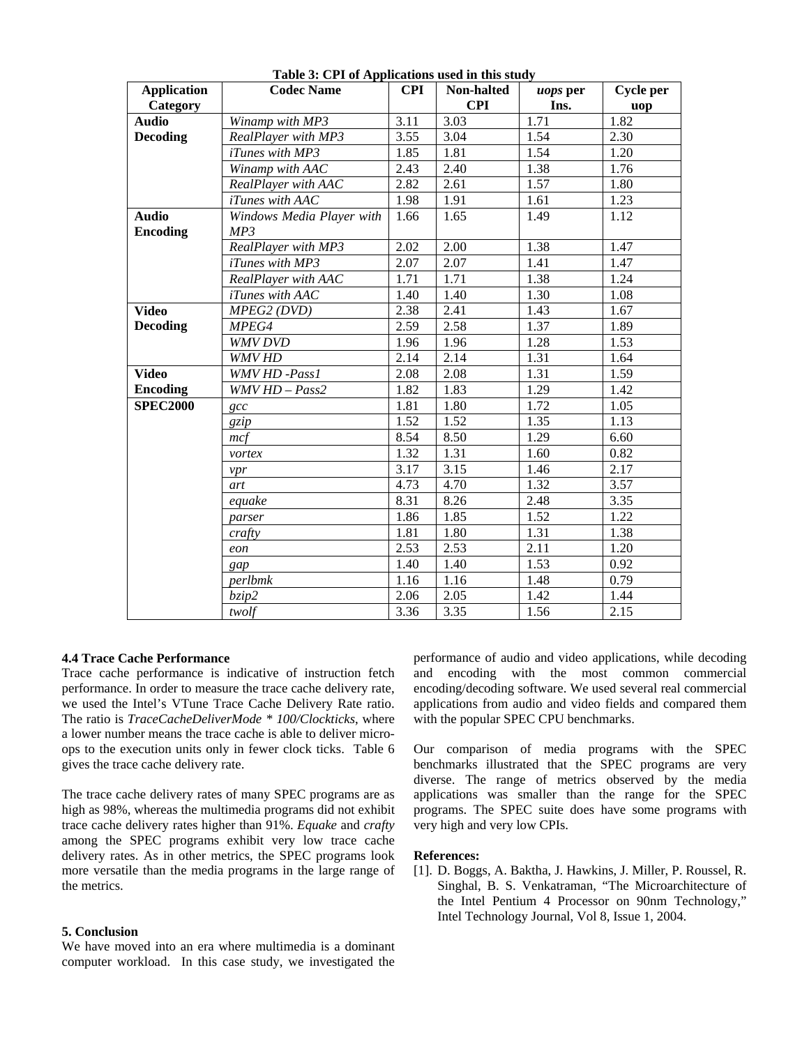**Table 3: CPI of Applications used in this study**

| Application Category | Codec Name | CPI | Non-halted CPI | *uops* per Ins. | Cycle per uop |
|---|---|---|---|---|---|
| **Audio Decoding** | *Winamp with MP3* | 3.11 | 3.03 | 1.71 | 1.82 |
| | *RealPlayer with MP3* | 3.55 | 3.04 | 1.54 | 2.30 |
| | *iTunes with MP3* | 1.85 | 1.81 | 1.54 | 1.20 |
| | *Winamp with AAC* | 2.43 | 2.40 | 1.38 | 1.76 |
| | *RealPlayer with AAC* | 2.82 | 2.61 | 1.57 | 1.80 |
| | *iTunes with AAC* | 1.98 | 1.91 | 1.61 | 1.23 |
| **Audio Encoding** | *Windows Media Player with MP3* | 1.66 | 1.65 | 1.49 | 1.12 |
| | *RealPlayer with MP3* | 2.02 | 2.00 | 1.38 | 1.47 |
| | *iTunes with MP3* | 2.07 | 2.07 | 1.41 | 1.47 |
| | *RealPlayer with AAC* | 1.71 | 1.71 | 1.38 | 1.24 |
| | *iTunes with AAC* | 1.40 | 1.40 | 1.30 | 1.08 |
| **Video Decoding** | *MPEG2 (DVD)* | 2.38 | 2.41 | 1.43 | 1.67 |
| | *MPEG4* | 2.59 | 2.58 | 1.37 | 1.89 |
| | *WMV DVD* | 1.96 | 1.96 | 1.28 | 1.53 |
| | *WMV HD* | 2.14 | 2.14 | 1.31 | 1.64 |
| **Video Encoding** | *WMV HD -Pass1* | 2.08 | 2.08 | 1.31 | 1.59 |
| | *WMV HD – Pass2* | 1.82 | 1.83 | 1.29 | 1.42 |
| **SPEC2000** | *gcc* | 1.81 | 1.80 | 1.72 | 1.05 |
| | *gzip* | 1.52 | 1.52 | 1.35 | 1.13 |
| | *mcf* | 8.54 | 8.50 | 1.29 | 6.60 |
| | *vortex* | 1.32 | 1.31 | 1.60 | 0.82 |
| | *vpr* | 3.17 | 3.15 | 1.46 | 2.17 |
| | *art* | 4.73 | 4.70 | 1.32 | 3.57 |
| | *equake* | 8.31 | 8.26 | 2.48 | 3.35 |
| | *parser* | 1.86 | 1.85 | 1.52 | 1.22 |
| | *crafty* | 1.81 | 1.80 | 1.31 | 1.38 |
| | *eon* | 2.53 | 2.53 | 2.11 | 1.20 |
| | *gap* | 1.40 | 1.40 | 1.53 | 0.92 |
| | *perlbmk* | 1.16 | 1.16 | 1.48 | 0.79 |
| | *bzip2* | 2.06 | 2.05 | 1.42 | 1.44 |
| | *twolf* | 3.36 | 3.35 | 1.56 | 2.15 |

### 4.4 Trace Cache Performance

Trace cache performance is indicative of instruction fetch performance. In order to measure the trace cache delivery rate, we used the Intel's VTune Trace Cache Delivery Rate ratio. The ratio is *TraceCacheDeliverMode * 100/Clockticks*, where a lower number means the trace cache is able to deliver micro-ops to the execution units only in fewer clock ticks. Table 6 gives the trace cache delivery rate.

The trace cache delivery rates of many SPEC programs are as high as 98%, whereas the multimedia programs did not exhibit trace cache delivery rates higher than 91%. *Equake* and *crafty* among the SPEC programs exhibit very low trace cache delivery rates. As in other metrics, the SPEC programs look more versatile than the media programs in the large range of the metrics.

### 5. Conclusion

We have moved into an era where multimedia is a dominant computer workload. In this case study, we investigated the performance of audio and video applications, while decoding and encoding with the most common commercial encoding/decoding software. We used several real commercial applications from audio and video fields and compared them with the popular SPEC CPU benchmarks.

Our comparison of media programs with the SPEC benchmarks illustrated that the SPEC programs are very diverse. The range of metrics observed by the media applications was smaller than the range for the SPEC programs. The SPEC suite does have some programs with very high and very low CPIs.

**References:**

[1]. D. Boggs, A. Baktha, J. Hawkins, J. Miller, P. Roussel, R. Singhal, B. S. Venkatraman, "The Microarchitecture of the Intel Pentium 4 Processor on 90nm Technology," Intel Technology Journal, Vol 8, Issue 1, 2004.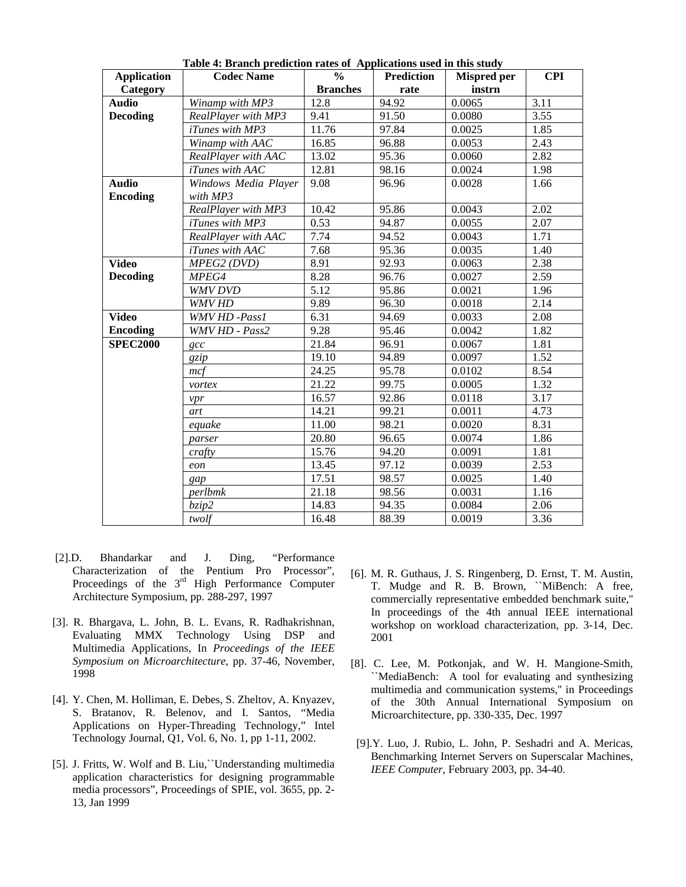**Table 4: Branch prediction rates of Applications used in this study**

| Application Category | Codec Name | % Branches | Prediction rate | Mispred per instrn | CPI |
|---|---|---|---|---|---|
| **Audio Decoding** | *Winamp with MP3* | 12.8 | 94.92 | 0.0065 | 3.11 |
| | *RealPlayer with MP3* | 9.41 | 91.50 | 0.0080 | 3.55 |
| | *iTunes with MP3* | 11.76 | 97.84 | 0.0025 | 1.85 |
| | *Winamp with AAC* | 16.85 | 96.88 | 0.0053 | 2.43 |
| | *RealPlayer with AAC* | 13.02 | 95.36 | 0.0060 | 2.82 |
| | *iTunes with AAC* | 12.81 | 98.16 | 0.0024 | 1.98 |
| **Audio Encoding** | *Windows Media Player with MP3* | 9.08 | 96.96 | 0.0028 | 1.66 |
| | *RealPlayer with MP3* | 10.42 | 95.86 | 0.0043 | 2.02 |
| | *iTunes with MP3* | 0.53 | 94.87 | 0.0055 | 2.07 |
| | *RealPlayer with AAC* | 7.74 | 94.52 | 0.0043 | 1.71 |
| | *iTunes with AAC* | 7.68 | 95.36 | 0.0035 | 1.40 |
| **Video Decoding** | *MPEG2 (DVD)* | 8.91 | 92.93 | 0.0063 | 2.38 |
| | *MPEG4* | 8.28 | 96.76 | 0.0027 | 2.59 |
| | *WMV DVD* | 5.12 | 95.86 | 0.0021 | 1.96 |
| | *WMV HD* | 9.89 | 96.30 | 0.0018 | 2.14 |
| **Video Encoding** | *WMV HD -Pass1* | 6.31 | 94.69 | 0.0033 | 2.08 |
| | *WMV HD - Pass2* | 9.28 | 95.46 | 0.0042 | 1.82 |
| **SPEC2000** | *gcc* | 21.84 | 96.91 | 0.0067 | 1.81 |
| | *gzip* | 19.10 | 94.89 | 0.0097 | 1.52 |
| | *mcf* | 24.25 | 95.78 | 0.0102 | 8.54 |
| | *vortex* | 21.22 | 99.75 | 0.0005 | 1.32 |
| | *vpr* | 16.57 | 92.86 | 0.0118 | 3.17 |
| | *art* | 14.21 | 99.21 | 0.0011 | 4.73 |
| | *equake* | 11.00 | 98.21 | 0.0020 | 8.31 |
| | *parser* | 20.80 | 96.65 | 0.0074 | 1.86 |
| | *crafty* | 15.76 | 94.20 | 0.0091 | 1.81 |
| | *eon* | 13.45 | 97.12 | 0.0039 | 2.53 |
| | *gap* | 17.51 | 98.57 | 0.0025 | 1.40 |
| | *perlbmk* | 21.18 | 98.56 | 0.0031 | 1.16 |
| | *bzip2* | 14.83 | 94.35 | 0.0084 | 2.06 |
| | *twolf* | 16.48 | 88.39 | 0.0019 | 3.36 |

[2]. D. Bhandarkar and J. Ding, "Performance Characterization of the Pentium Pro Processor", Proceedings of the 3rd High Performance Computer Architecture Symposium, pp. 288-297, 1997

[3]. R. Bhargava, L. John, B. L. Evans, R. Radhakrishnan, Evaluating MMX Technology Using DSP and Multimedia Applications, In *Proceedings of the IEEE Symposium on Microarchitecture*, pp. 37-46, November, 1998

[4]. Y. Chen, M. Holliman, E. Debes, S. Zheltov, A. Knyazev, S. Bratanov, R. Belenov, and I. Santos, "Media Applications on Hyper-Threading Technology," Intel Technology Journal, Q1, Vol. 6, No. 1, pp 1-11, 2002.

[5]. J. Fritts, W. Wolf and B. Liu,``Understanding multimedia application characteristics for designing programmable media processors", Proceedings of SPIE, vol. 3655, pp. 2-13, Jan 1999

[6]. M. R. Guthaus, J. S. Ringenberg, D. Ernst, T. M. Austin, T. Mudge and R. B. Brown, ``MiBench: A free, commercially representative embedded benchmark suite,'' In proceedings of the 4th annual IEEE international workshop on workload characterization, pp. 3-14, Dec. 2001

[8]. C. Lee, M. Potkonjak, and W. H. Mangione-Smith, ``MediaBench: A tool for evaluating and synthesizing multimedia and communication systems,'' in Proceedings of the 30th Annual International Symposium on Microarchitecture, pp. 330-335, Dec. 1997

[9]. Y. Luo, J. Rubio, L. John, P. Seshadri and A. Mericas, Benchmarking Internet Servers on Superscalar Machines, *IEEE Computer*, February 2003, pp. 34-40.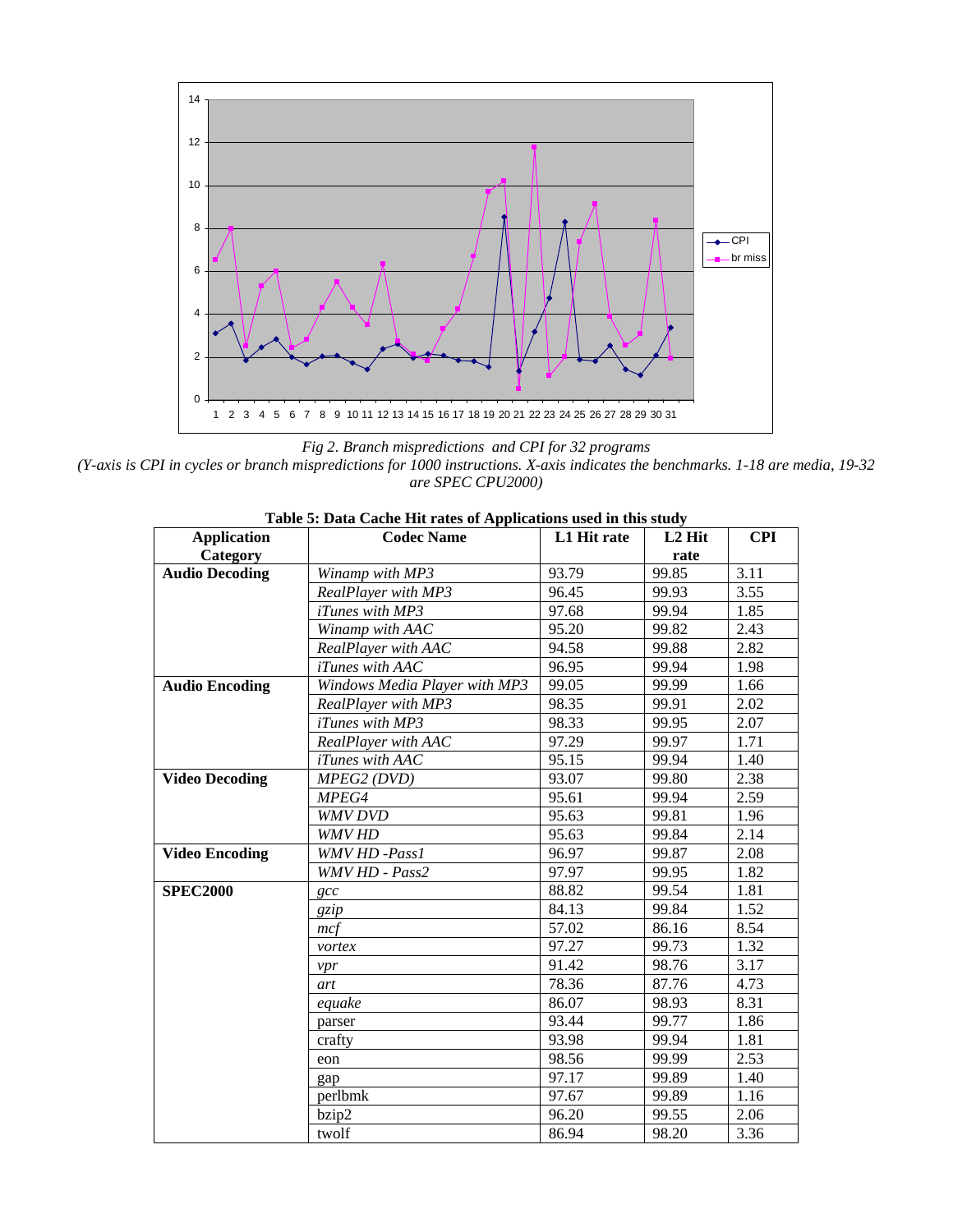*Fig 2. Branch mispredictions and CPI for 32 programs*

*(Y-axis is CPI in cycles or branch mispredictions for 1000 instructions. X-axis indicates the benchmarks. 1-18 are media, 19-32 are SPEC CPU2000)*

**Table 5: Data Cache Hit rates of Applications used in this study**

| Application Category | Codec Name | L1 Hit rate | L2 Hit rate | CPI |
|---|---|---|---|---|
| **Audio Decoding** | *Winamp with MP3* | 93.79 | 99.85 | 3.11 |
| | *RealPlayer with MP3* | 96.45 | 99.93 | 3.55 |
| | *iTunes with MP3* | 97.68 | 99.94 | 1.85 |
| | *Winamp with AAC* | 95.20 | 99.82 | 2.43 |
| | *RealPlayer with AAC* | 94.58 | 99.88 | 2.82 |
| | *iTunes with AAC* | 96.95 | 99.94 | 1.98 |
| **Audio Encoding** | *Windows Media Player with MP3* | 99.05 | 99.99 | 1.66 |
| | *RealPlayer with MP3* | 98.35 | 99.91 | 2.02 |
| | *iTunes with MP3* | 98.33 | 99.95 | 2.07 |
| | *RealPlayer with AAC* | 97.29 | 99.97 | 1.71 |
| | *iTunes with AAC* | 95.15 | 99.94 | 1.40 |
| **Video Decoding** | *MPEG2 (DVD)* | 93.07 | 99.80 | 2.38 |
| | *MPEG4* | 95.61 | 99.94 | 2.59 |
| | *WMV DVD* | 95.63 | 99.81 | 1.96 |
| | *WMV HD* | 95.63 | 99.84 | 2.14 |
| **Video Encoding** | *WMV HD -Pass1* | 96.97 | 99.87 | 2.08 |
| | *WMV HD - Pass2* | 97.97 | 99.95 | 1.82 |
| **SPEC2000** | *gcc* | 88.82 | 99.54 | 1.81 |
| | *gzip* | 84.13 | 99.84 | 1.52 |
| | *mcf* | 57.02 | 86.16 | 8.54 |
| | *vortex* | 97.27 | 99.73 | 1.32 |
| | *vpr* | 91.42 | 98.76 | 3.17 |
| | *art* | 78.36 | 87.76 | 4.73 |
| | *equake* | 86.07 | 98.93 | 8.31 |
| | parser | 93.44 | 99.77 | 1.86 |
| | crafty | 93.98 | 99.94 | 1.81 |
| | eon | 98.56 | 99.99 | 2.53 |
| | gap | 97.17 | 99.89 | 1.40 |
| | perlbmk | 97.67 | 99.89 | 1.16 |
| | bzip2 | 96.20 | 99.55 | 2.06 |
| | twolf | 86.94 | 98.20 | 3.36 |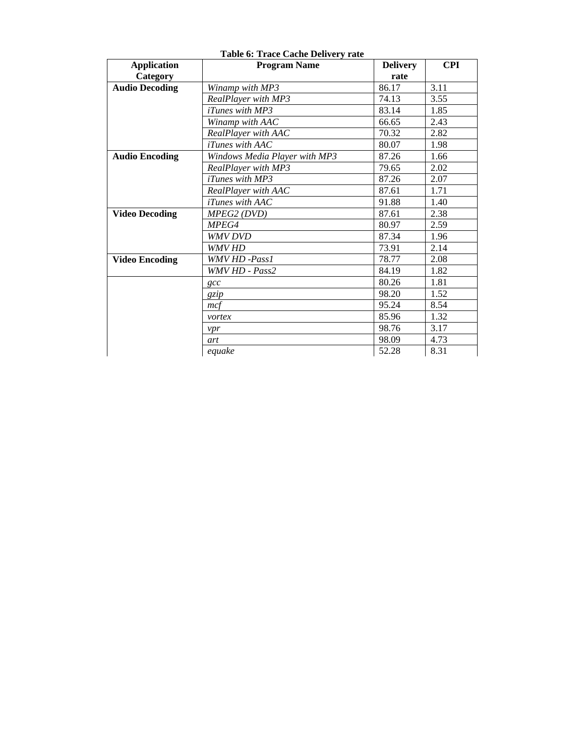**Table 6: Trace Cache Delivery rate**

| Application Category | Program Name | Delivery rate | CPI |
|---|---|---|---|
| **Audio Decoding** | *Winamp with MP3* | 86.17 | 3.11 |
| | *RealPlayer with MP3* | 74.13 | 3.55 |
| | *iTunes with MP3* | 83.14 | 1.85 |
| | *Winamp with AAC* | 66.65 | 2.43 |
| | *RealPlayer with AAC* | 70.32 | 2.82 |
| | *iTunes with AAC* | 80.07 | 1.98 |
| **Audio Encoding** | *Windows Media Player with MP3* | 87.26 | 1.66 |
| | *RealPlayer with MP3* | 79.65 | 2.02 |
| | *iTunes with MP3* | 87.26 | 2.07 |
| | *RealPlayer with AAC* | 87.61 | 1.71 |
| | *iTunes with AAC* | 91.88 | 1.40 |
| **Video Decoding** | *MPEG2 (DVD)* | 87.61 | 2.38 |
| | *MPEG4* | 80.97 | 2.59 |
| | *WMV DVD* | 87.34 | 1.96 |
| | *WMV HD* | 73.91 | 2.14 |
| **Video Encoding** | *WMV HD -Pass1* | 78.77 | 2.08 |
| | *WMV HD - Pass2* | 84.19 | 1.82 |
| | *gcc* | 80.26 | 1.81 |
| | *gzip* | 98.20 | 1.52 |
| | *mcf* | 95.24 | 8.54 |
| | *vortex* | 85.96 | 1.32 |
| | *vpr* | 98.76 | 3.17 |
| | *art* | 98.09 | 4.73 |
| | *equake* | 52.28 | 8.31 |